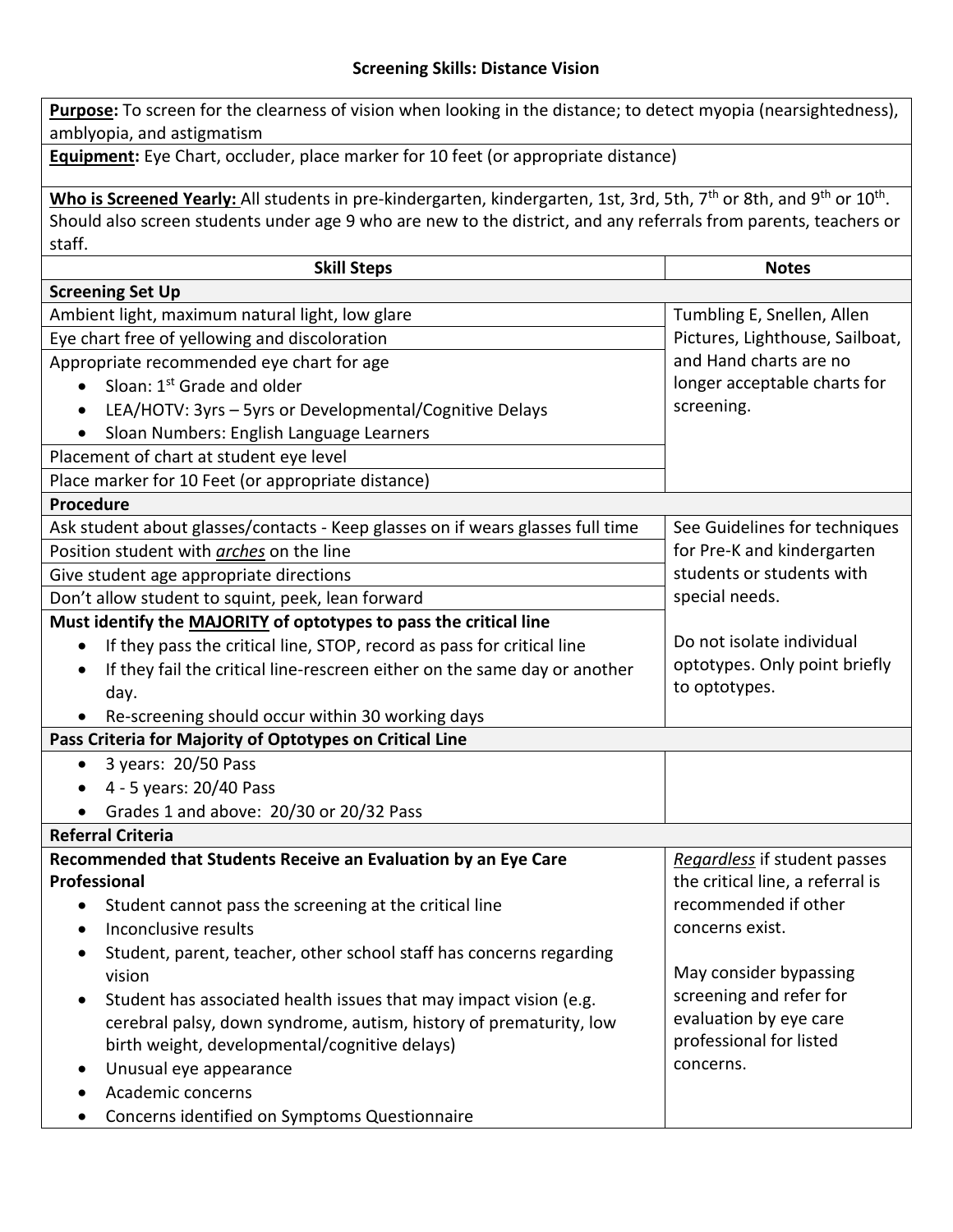# Screening Skills: Distance Vision

**Purpose:** To screen for the clearness of vision when looking in the distance; to detect myopia (nearsightedness), amblyopia, and astigmatism

**Equipment:** Eye Chart, occluder, place marker for 10 feet (or appropriate distance)

**Who is Screened Yearly:** All students in pre-kindergarten, kindergarten, 1st, 3rd, 5th, 7th or 8th, and 9th or 10th. Should also screen students under age 9 who are new to the district, and any referrals from parents, teachers or staff.

| Skill Steps | Notes |
|---|---|
| **Screening Set Up** | |
| Ambient light, maximum natural light, low glare | Tumbling E, Snellen, Allen Pictures, Lighthouse, Sailboat, and Hand charts are no longer acceptable charts for screening. |
| Eye chart free of yellowing and discoloration | |
| Appropriate recommended eye chart for age<br>• Sloan: 1st Grade and older<br>• LEA/HOTV: 3yrs – 5yrs or Developmental/Cognitive Delays<br>• Sloan Numbers: English Language Learners | |
| Placement of chart at student eye level | |
| Place marker for 10 Feet (or appropriate distance) | |
| **Procedure** | |
| Ask student about glasses/contacts - Keep glasses on if wears glasses full time | See Guidelines for techniques for Pre-K and kindergarten students or students with special needs.<br><br>Do not isolate individual optotypes. Only point briefly to optotypes. |
| Position student with ***arches*** on the line | |
| Give student age appropriate directions | |
| Don't allow student to squint, peek, lean forward | |
| **Must identify the MAJORITY of optotypes to pass the critical line**<br>• If they pass the critical line, STOP, record as pass for critical line<br>• If they fail the critical line-rescreen either on the same day or another day.<br>• Re-screening should occur within 30 working days | |
| **Pass Criteria for Majority of Optotypes on Critical Line** | |
| • 3 years: 20/50 Pass<br>• 4 - 5 years: 20/40 Pass<br>• Grades 1 and above: 20/30 or 20/32 Pass | |
| **Referral Criteria** | |
| **Recommended that Students Receive an Evaluation by an Eye Care Professional**<br>• Student cannot pass the screening at the critical line<br>• Inconclusive results<br>• Student, parent, teacher, other school staff has concerns regarding vision<br>• Student has associated health issues that may impact vision (e.g. cerebral palsy, down syndrome, autism, history of prematurity, low birth weight, developmental/cognitive delays)<br>• Unusual eye appearance<br>• Academic concerns<br>• Concerns identified on Symptoms Questionnaire | *Regardless* if student passes the critical line, a referral is recommended if other concerns exist.<br><br>May consider bypassing screening and refer for evaluation by eye care professional for listed concerns. |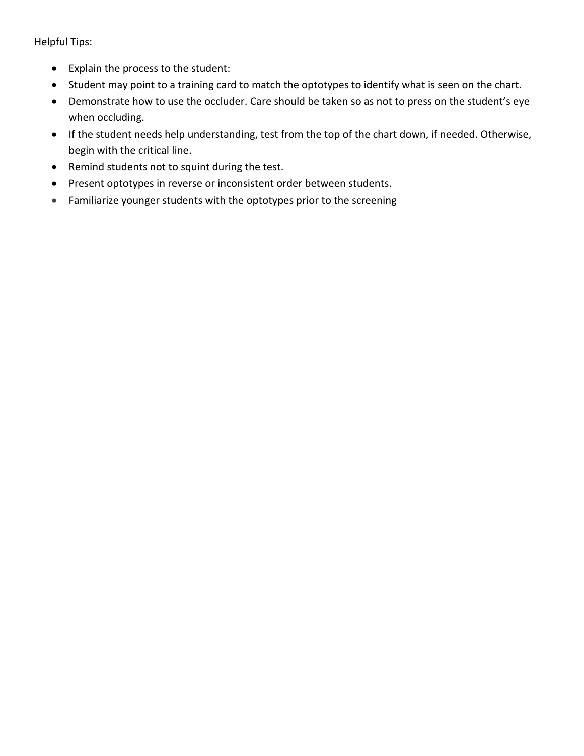Helpful Tips:

- Explain the process to the student:
- Student may point to a training card to match the optotypes to identify what is seen on the chart.
- Demonstrate how to use the occluder. Care should be taken so as not to press on the student's eye when occluding.
- If the student needs help understanding, test from the top of the chart down, if needed. Otherwise, begin with the critical line.
- Remind students not to squint during the test.
- Present optotypes in reverse or inconsistent order between students.
- Familiarize younger students with the optotypes prior to the screening